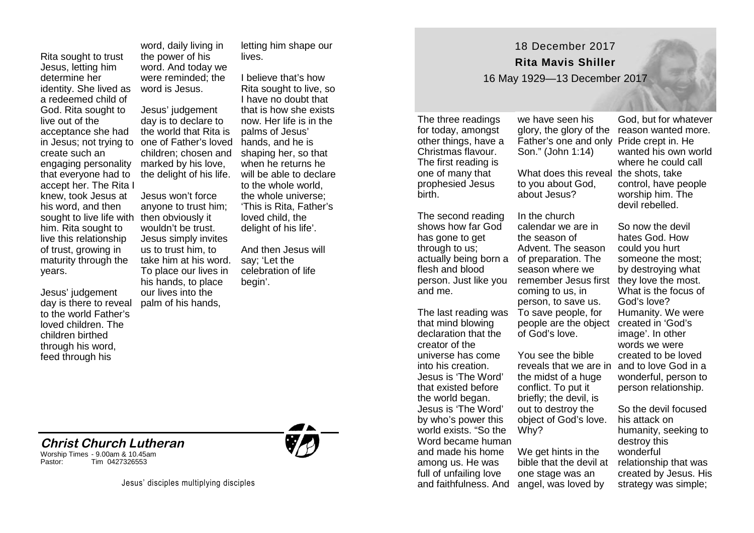## 18 December 2017

**Rita Mavis Shiller**

16 May 1929—13 December 2017

The three readings for today, amongst other things, have a Christmas flavour. The first reading is one of many that prophesied Jesus birth.

The second reading shows how far God has gone to get through to us; actually being born a flesh and blood person. Just like you and me.

The last reading was that mind blowing declaration that the creator of the universe has come into his creation. Jesus is 'The Word' that existed before the world began. Jesus is 'The Word' by who's power this world exists. "So the Word became human and made his home among us. He was full of unfailing love and faithfulness. And we have seen his glory, the glory of the Father's one and only Son." (John 1:14)

What does this reveal to you about God, about Jesus?

In the church calendar we are in the season of Advent. The season of preparation. The season where we remember Jesus first coming to us, in person, to save us. To save people, for people are the object of God's love.

You see the bible reveals that we are in the midst of a huge conflict. To put it briefly; the devil, is out to destroy the object of God's love. Why?

We get hints in the bible that the devil at one stage was an angel, was loved by God, but for whatever reason wanted more. Pride crept in. He wanted his own world where he could call the shots, take control, have people worship him. The devil rebelled.

So now the devil hates God. How could you hurt someone the most; by destroying what they love the most. What is the focus of God's love? Humanity. We were created in 'God's image'. In other words we were created to be loved and to love God in a wonderful, person to person relationship.

So the devil focused his attack on humanity, seeking to destroy this wonderful relationship that was created by Jesus. His strategy was simple;

Rita sought to trust Jesus, letting him determine her identity. She lived as a redeemed child of God. Rita sought to live out of the acceptance she had in Jesus; not trying to create such an engaging personality that everyone had to accept her. The Rita I knew, took Jesus at his word, and then sought to live life with him. Rita sought to live this relationship of trust, growing in maturity through the years.

Jesus' judgement day is there to reveal to the world Father's loved children. The children birthed through his word, feed through his word, daily living in the power of his word. And today we were reminded; the word is Jesus.

Jesus' judgement day is to declare to the world that Rita is one of Father's loved children; chosen and marked by his love, the delight of his life.

Jesus won't force anyone to trust him; then obviously it wouldn't be trust. Jesus simply invites us to trust him, to take him at his word. To place our lives in his hands, to place our lives into the palm of his hands, letting him shape our lives.

I believe that's how Rita sought to live, so I have no doubt that that is how she exists now. Her life is in the palms of Jesus' hands, and he is shaping her, so that when he returns he will be able to declare to the whole world, the whole universe; 'This is Rita, Father's loved child, the delight of his life'.

And then Jesus will say; 'Let the celebration of life begin'.

**Christ Church Lutheran**

Worship Times - 9.00am & 10.45am
Pastor: Tim 0427326553

Jesus' disciples multiplying disciples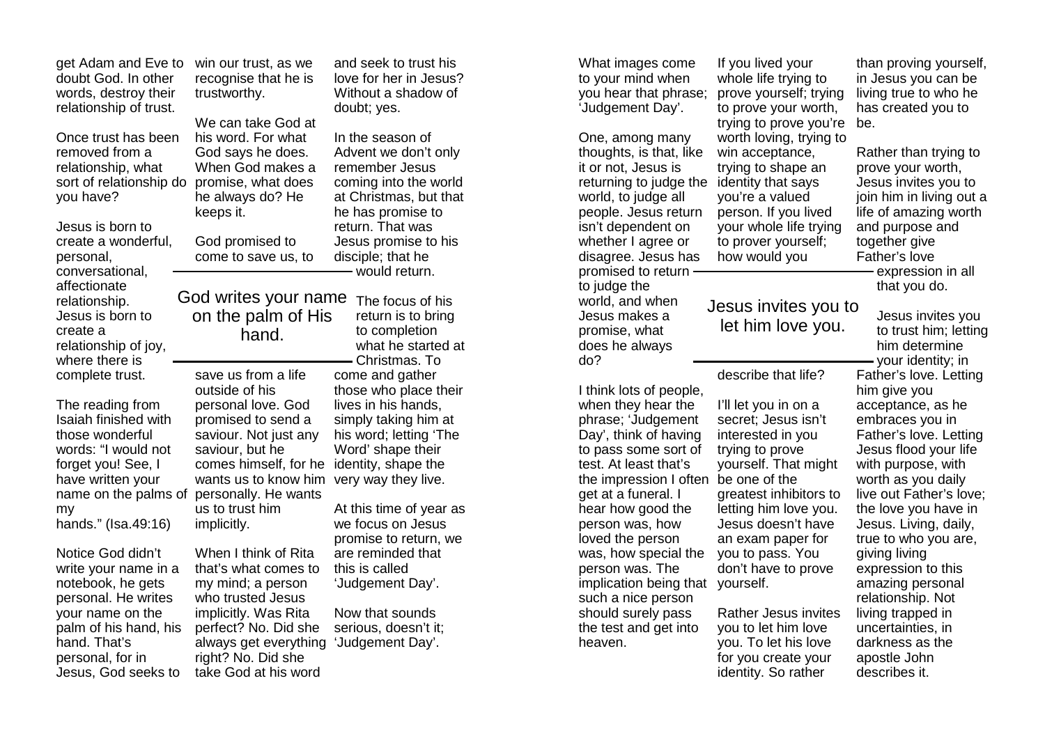get Adam and Eve to doubt God. In other words, destroy their relationship of trust.

Once trust has been removed from a relationship, what sort of relationship do you have?

Jesus is born to create a wonderful, personal, conversational, affectionate relationship. Jesus is born to create a relationship of joy, where there is complete trust.

The reading from Isaiah finished with those wonderful words: "I would not forget you! See, I have written your name on the palms of my hands." (Isa.49:16)

Notice God didn't write your name in a notebook, he gets personal. He writes your name on the palm of his hand, his hand. That's personal, for in Jesus, God seeks to win our trust, as we recognise that he is trustworthy.

We can take God at his word. For what God says he does. When God makes a promise, what does he always do? He keeps it.

God promised to come to save us, to save us from a life outside of his personal love. God promised to send a saviour. Not just any saviour, but he comes himself, for he wants us to know him personally. He wants us to trust him implicitly.

> God writes your name on the palm of His hand.

When I think of Rita that's what comes to my mind; a person who trusted Jesus implicitly. Was Rita perfect? No. Did she always get everything right? No. Did she take God at his word and seek to trust his love for her in Jesus? Without a shadow of doubt; yes.

In the season of Advent we don't only remember Jesus coming into the world at Christmas, but that he has promise to return. That was Jesus promise to his disciple; that he would return.

The focus of his return is to bring to completion what he started at Christmas. To come and gather those who place their lives in his hands, simply taking him at his word; letting 'The Word' shape their identity, shape the very way they live.

At this time of year as we focus on Jesus promise to return, we are reminded that this is called 'Judgement Day'.

Now that sounds serious, doesn't it; 'Judgement Day'.

What images come to your mind when you hear that phrase; 'Judgement Day'.

One, among many thoughts, is that, like it or not, Jesus is returning to judge the world, to judge all people. Jesus return isn't dependent on whether I agree or disagree. Jesus has promised to return to judge the world, and when Jesus makes a promise, what does he always do?

I think lots of people, when they hear the phrase; 'Judgement Day', think of having to pass some sort of test. At least that's the impression I often get at a funeral. I hear how good the person was, how loved the person was, how special the person was. The implication being that such a nice person should surely pass the test and get into heaven.

If you lived your whole life trying to prove yourself; trying to prove your worth, trying to prove you're worth loving, trying to win acceptance, trying to shape an identity that says you're a valued person. If you lived your whole life trying to prover yourself; how would you describe that life?

> Jesus invites you to let him love you.

I'll let you in on a secret; Jesus isn't interested in you trying to prove yourself. That might be one of the greatest inhibitors to letting him love you. Jesus doesn't have an exam paper for you to pass. You don't have to prove yourself.

Rather Jesus invites you to let him love you. To let his love for you create your identity. So rather than proving yourself, in Jesus you can be living true to who he has created you to be.

Rather than trying to prove your worth, Jesus invites you to join him in living out a life of amazing worth and purpose and together give Father's love expression in all that you do.

Jesus invites you to trust him; letting him determine your identity; in Father's love. Letting him give you acceptance, as he embraces you in Father's love. Letting Jesus flood your life with purpose, with worth as you daily live out Father's love; the love you have in Jesus. Living, daily, true to who you are, giving living expression to this amazing personal relationship. Not living trapped in uncertainties, in darkness as the apostle John describes it.